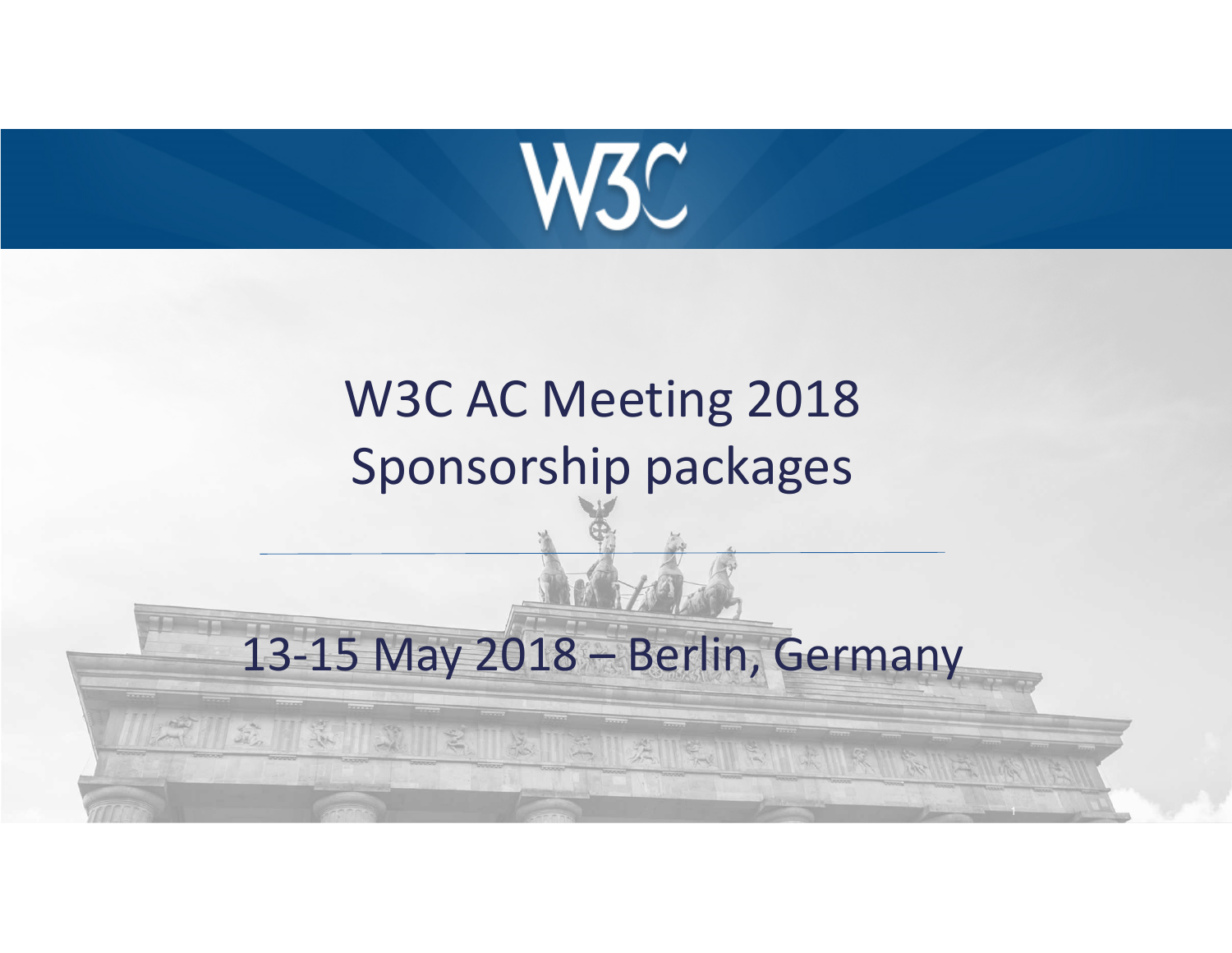W3C

# W3C AC Meeting 2018
# Sponsorship packages

13-15 May 2018 – Berlin, Germany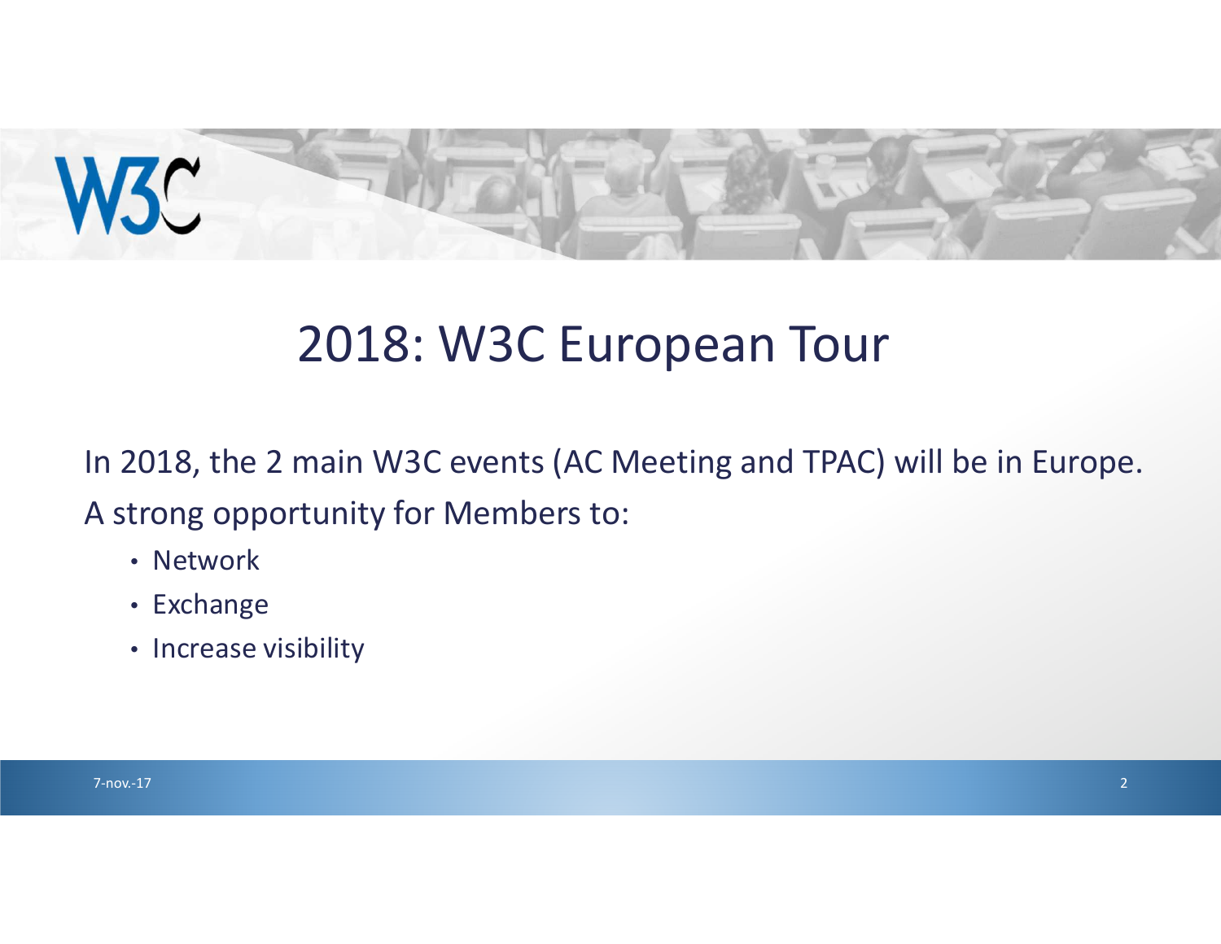# 2018: W3C European Tour

In 2018, the 2 main W3C events (AC Meeting and TPAC) will be in Europe.

A strong opportunity for Members to:

- Network
- Exchange
- Increase visibility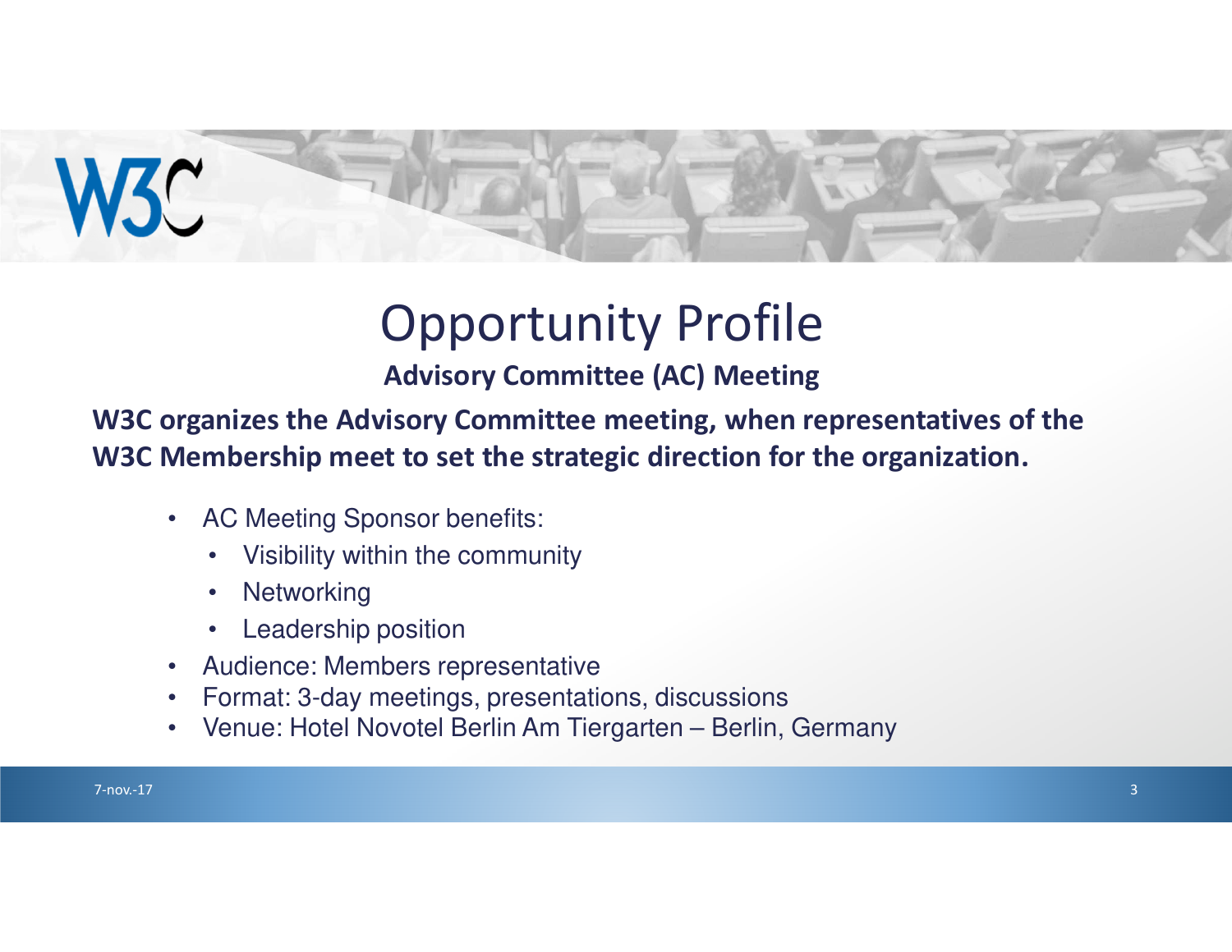# Opportunity Profile

### Advisory Committee (AC) Meeting

**W3C organizes the Advisory Committee meeting, when representatives of the W3C Membership meet to set the strategic direction for the organization.**

- AC Meeting Sponsor benefits:
  - Visibility within the community
  - Networking
  - Leadership position
- Audience: Members representative
- Format: 3-day meetings, presentations, discussions
- Venue: Hotel Novotel Berlin Am Tiergarten – Berlin, Germany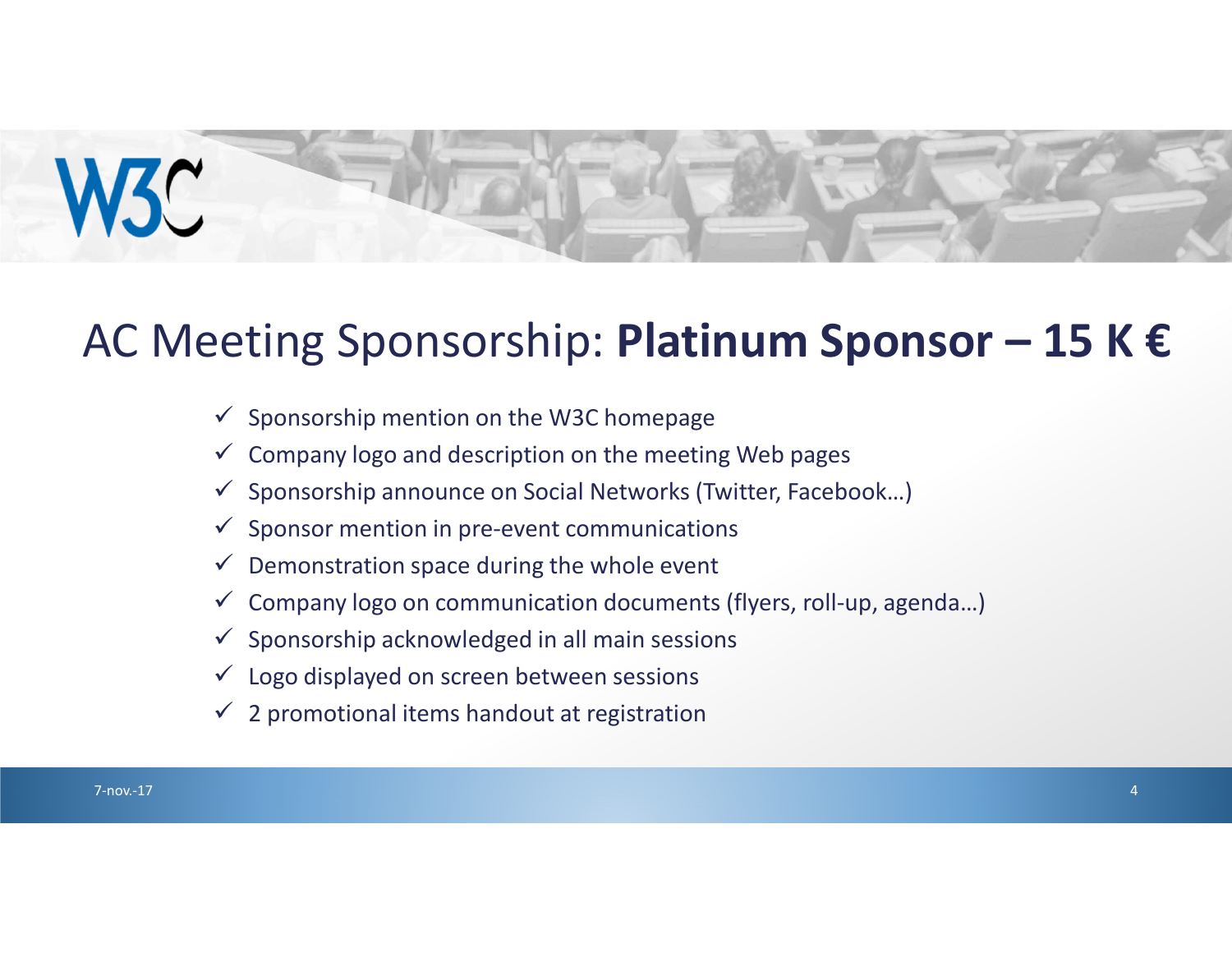# AC Meeting Sponsorship: **Platinum Sponsor – 15 K €**

- ✓ Sponsorship mention on the W3C homepage
- ✓ Company logo and description on the meeting Web pages
- ✓ Sponsorship announce on Social Networks (Twitter, Facebook…)
- ✓ Sponsor mention in pre-event communications
- ✓ Demonstration space during the whole event
- ✓ Company logo on communication documents (flyers, roll-up, agenda…)
- ✓ Sponsorship acknowledged in all main sessions
- ✓ Logo displayed on screen between sessions
- ✓ 2 promotional items handout at registration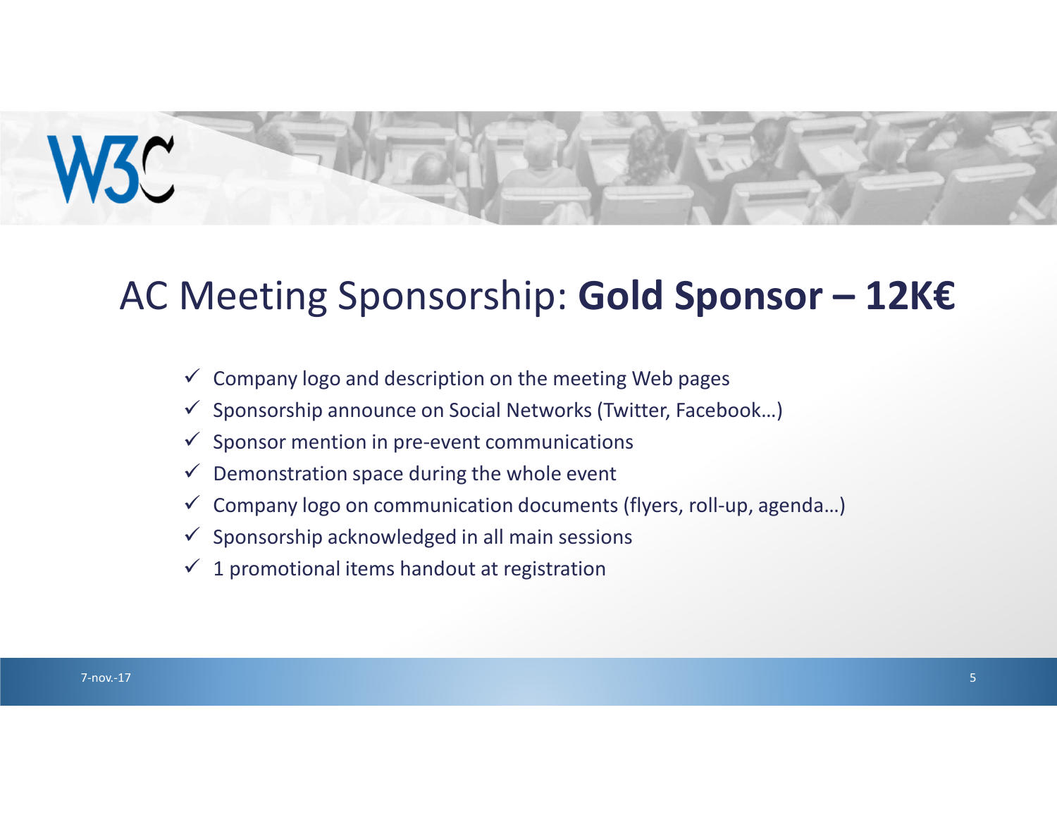# AC Meeting Sponsorship: **Gold Sponsor – 12K€**

- ✓ Company logo and description on the meeting Web pages
- ✓ Sponsorship announce on Social Networks (Twitter, Facebook…)
- ✓ Sponsor mention in pre-event communications
- ✓ Demonstration space during the whole event
- ✓ Company logo on communication documents (flyers, roll-up, agenda…)
- ✓ Sponsorship acknowledged in all main sessions
- ✓ 1 promotional items handout at registration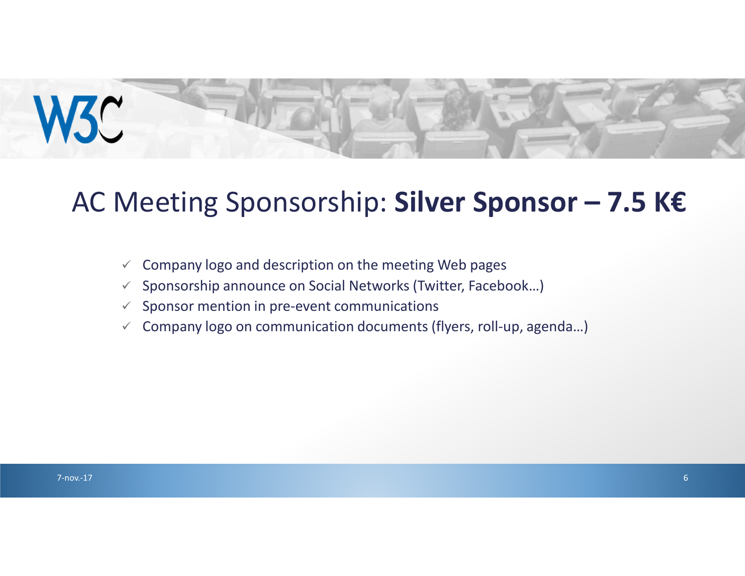# AC Meeting Sponsorship: **Silver Sponsor – 7.5 K€**

- ✓ Company logo and description on the meeting Web pages
- ✓ Sponsorship announce on Social Networks (Twitter, Facebook…)
- ✓ Sponsor mention in pre-event communications
- ✓ Company logo on communication documents (flyers, roll-up, agenda…)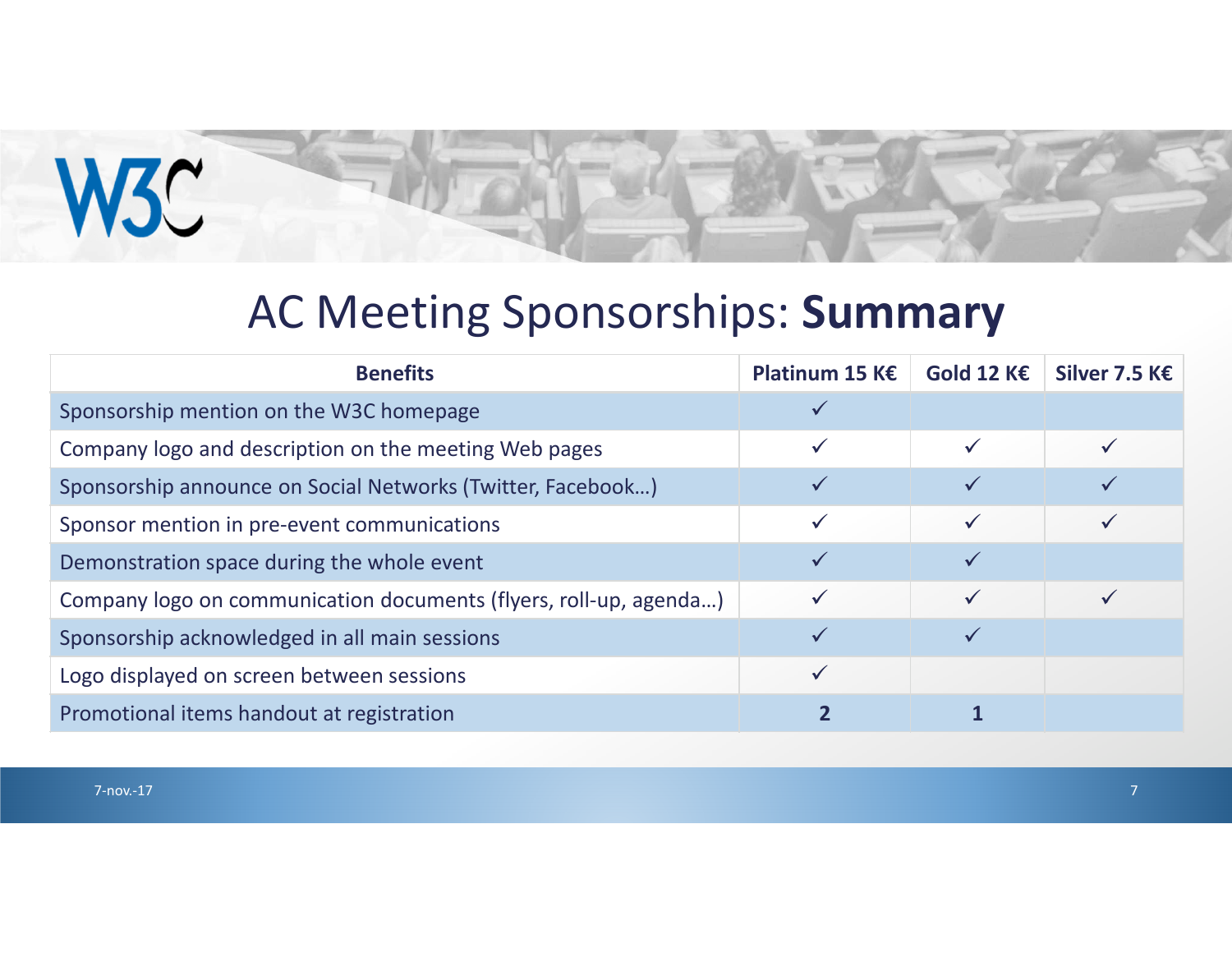# AC Meeting Sponsorships: **Summary**

| Benefits | Platinum 15 K€ | Gold 12 K€ | Silver 7.5 K€ |
|---|---|---|---|
| Sponsorship mention on the W3C homepage | ✓ | | |
| Company logo and description on the meeting Web pages | ✓ | ✓ | ✓ |
| Sponsorship announce on Social Networks (Twitter, Facebook…) | ✓ | ✓ | ✓ |
| Sponsor mention in pre-event communications | ✓ | ✓ | ✓ |
| Demonstration space during the whole event | ✓ | ✓ | |
| Company logo on communication documents (flyers, roll-up, agenda…) | ✓ | ✓ | ✓ |
| Sponsorship acknowledged in all main sessions | ✓ | ✓ | |
| Logo displayed on screen between sessions | ✓ | | |
| Promotional items handout at registration | **2** | **1** | |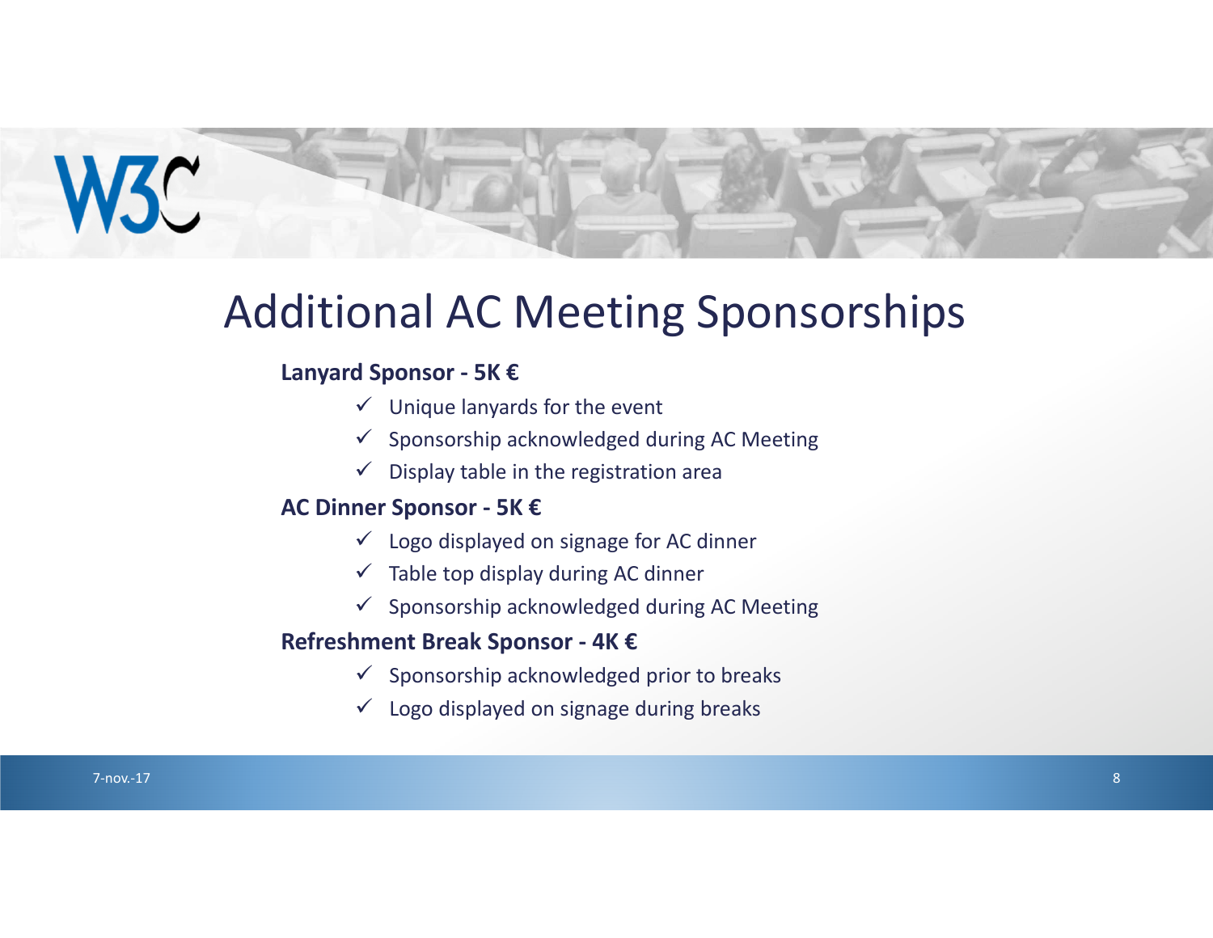# Additional AC Meeting Sponsorships

**Lanyard Sponsor - 5K €**

- ✓ Unique lanyards for the event
- ✓ Sponsorship acknowledged during AC Meeting
- ✓ Display table in the registration area

**AC Dinner Sponsor - 5K €**

- ✓ Logo displayed on signage for AC dinner
- ✓ Table top display during AC dinner
- ✓ Sponsorship acknowledged during AC Meeting

**Refreshment Break Sponsor - 4K €**

- ✓ Sponsorship acknowledged prior to breaks
- ✓ Logo displayed on signage during breaks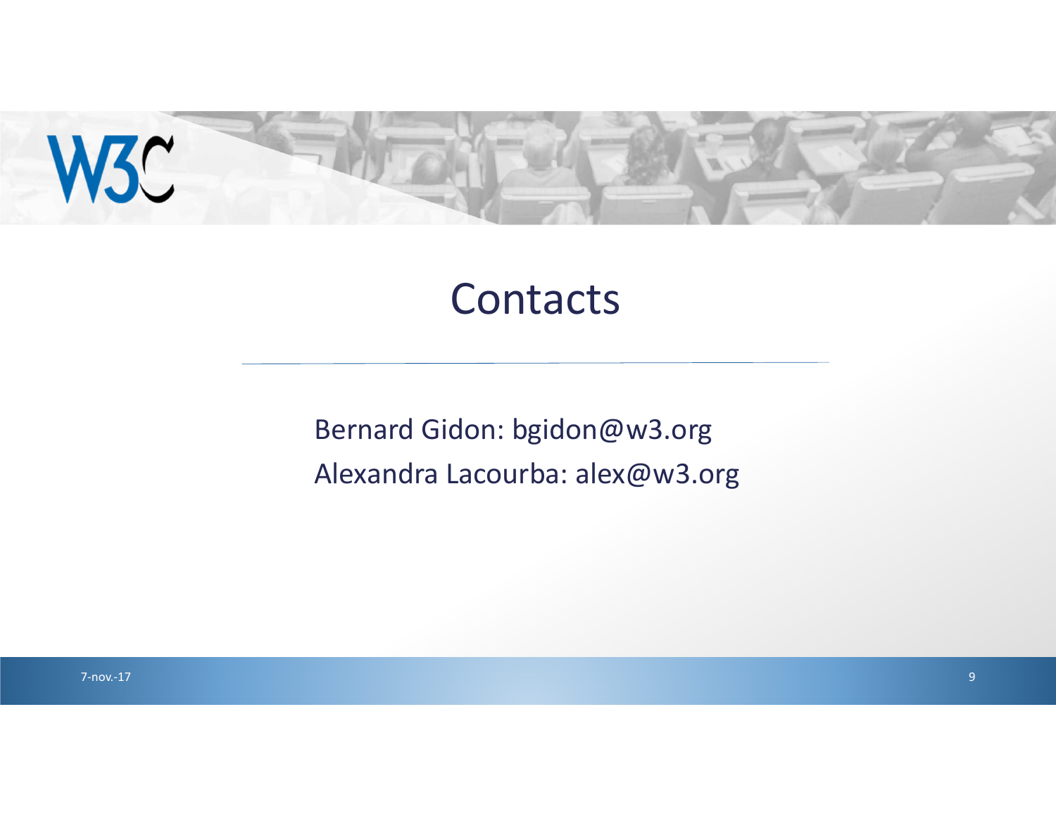# Contacts

Bernard Gidon: bgidon@w3.org

Alexandra Lacourba: alex@w3.org